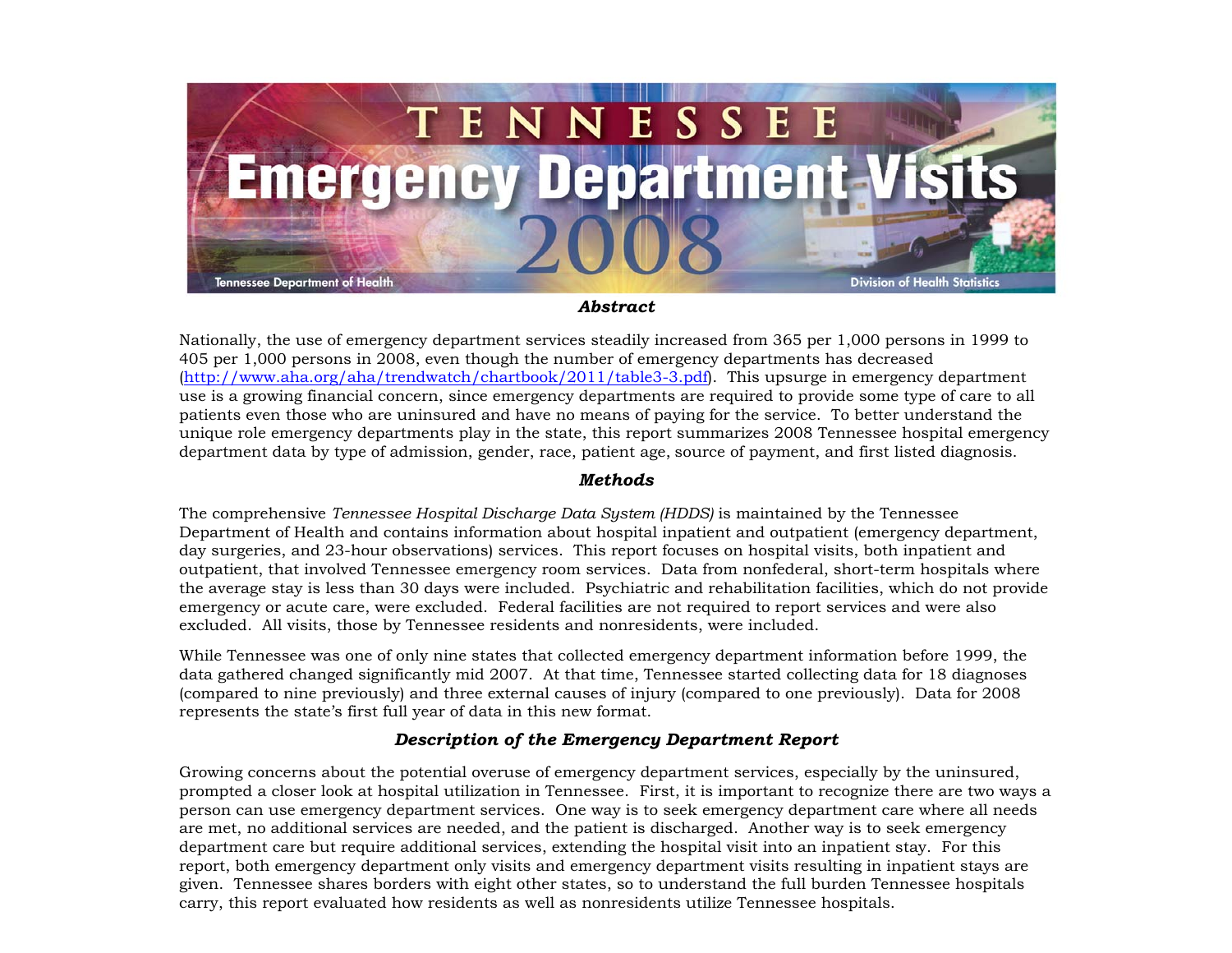# TENNESSEE Emergency Department Visits 2008

Tennessee Department of Health

Division of Health Statistics

### *Abstract*

Nationally, the use of emergency department services steadily increased from 365 per 1,000 persons in 1999 to 405 per 1,000 persons in 2008, even though the number of emergency departments has decreased (http://www.aha.org/aha/trendwatch/chartbook/2011/table3-3.pdf). This upsurge in emergency department use is a growing financial concern, since emergency departments are required to provide some type of care to all patients even those who are uninsured and have no means of paying for the service. To better understand the unique role emergency departments play in the state, this report summarizes 2008 Tennessee hospital emergency department data by type of admission, gender, race, patient age, source of payment, and first listed diagnosis.

### *Methods*

The comprehensive *Tennessee Hospital Discharge Data System (HDDS)* is maintained by the Tennessee Department of Health and contains information about hospital inpatient and outpatient (emergency department, day surgeries, and 23-hour observations) services. This report focuses on hospital visits, both inpatient and outpatient, that involved Tennessee emergency room services. Data from nonfederal, short-term hospitals where the average stay is less than 30 days were included. Psychiatric and rehabilitation facilities, which do not provide emergency or acute care, were excluded. Federal facilities are not required to report services and were also excluded. All visits, those by Tennessee residents and nonresidents, were included.

While Tennessee was one of only nine states that collected emergency department information before 1999, the data gathered changed significantly mid 2007. At that time, Tennessee started collecting data for 18 diagnoses (compared to nine previously) and three external causes of injury (compared to one previously). Data for 2008 represents the state's first full year of data in this new format.

### *Description of the Emergency Department Report*

Growing concerns about the potential overuse of emergency department services, especially by the uninsured, prompted a closer look at hospital utilization in Tennessee. First, it is important to recognize there are two ways a person can use emergency department services. One way is to seek emergency department care where all needs are met, no additional services are needed, and the patient is discharged. Another way is to seek emergency department care but require additional services, extending the hospital visit into an inpatient stay. For this report, both emergency department only visits and emergency department visits resulting in inpatient stays are given. Tennessee shares borders with eight other states, so to understand the full burden Tennessee hospitals carry, this report evaluated how residents as well as nonresidents utilize Tennessee hospitals.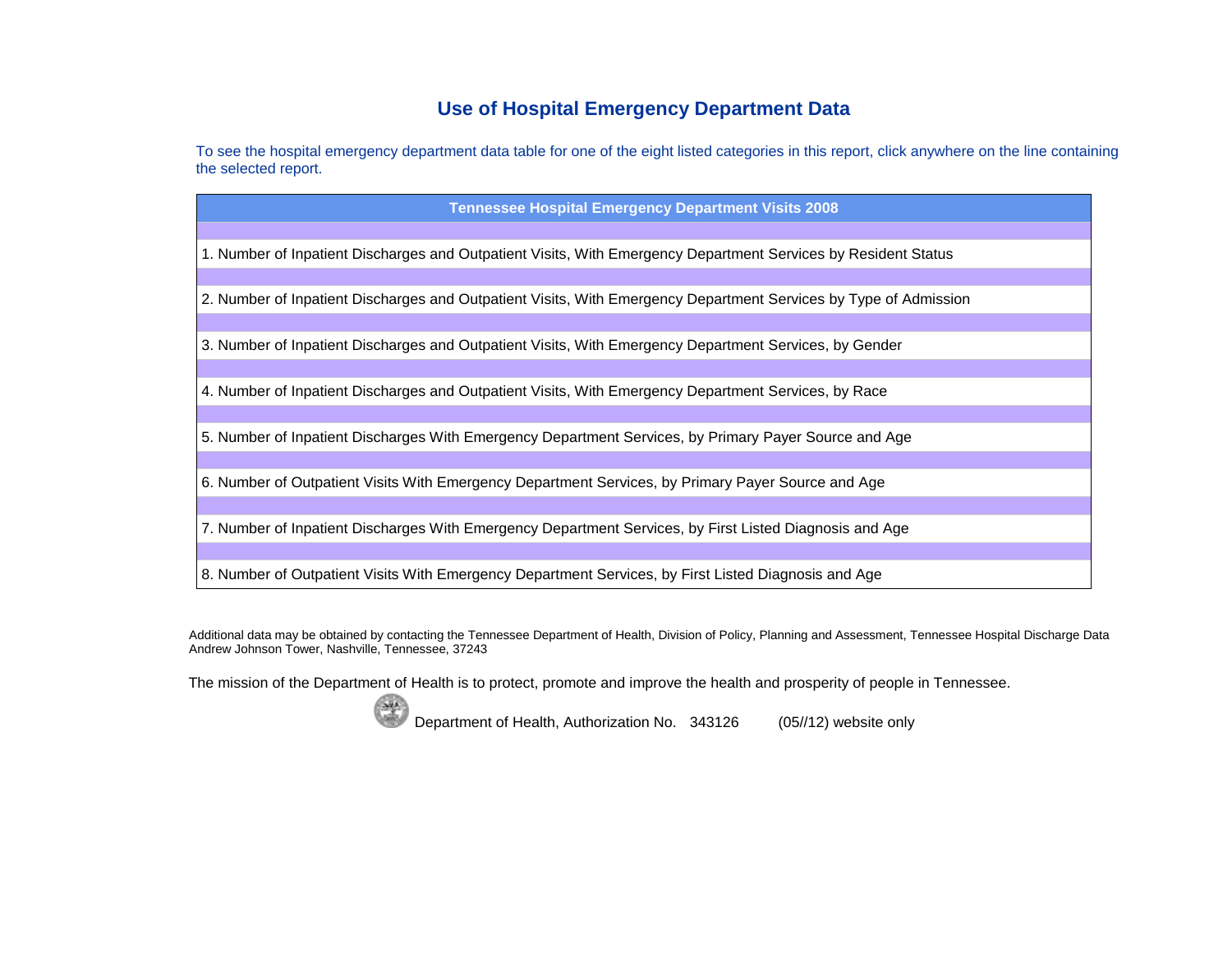# Use of Hospital Emergency Department Data

To see the hospital emergency department data table for one of the eight listed categories in this report, click anywhere on the line containing the selected report.

| Tennessee Hospital Emergency Department Visits 2008 |
|---|
| 1. Number of Inpatient Discharges and Outpatient Visits, With Emergency Department Services by Resident Status |
| 2. Number of Inpatient Discharges and Outpatient Visits, With Emergency Department Services by Type of Admission |
| 3. Number of Inpatient Discharges and Outpatient Visits, With Emergency Department Services, by Gender |
| 4. Number of Inpatient Discharges and Outpatient Visits, With Emergency Department Services, by Race |
| 5. Number of Inpatient Discharges With Emergency Department Services, by Primary Payer Source and Age |
| 6. Number of Outpatient Visits With Emergency Department Services, by Primary Payer Source and Age |
| 7. Number of Inpatient Discharges With Emergency Department Services, by First Listed Diagnosis and Age |
| 8. Number of Outpatient Visits With Emergency Department Services, by First Listed Diagnosis and Age |

Additional data may be obtained by contacting the Tennessee Department of Health, Division of Policy, Planning and Assessment, Tennessee Hospital Discharge Data
Andrew Johnson Tower, Nashville, Tennessee, 37243

The mission of the Department of Health is to protect, promote and improve the health and prosperity of people in Tennessee.

Department of Health, Authorization No. 343126 (05//12) website only